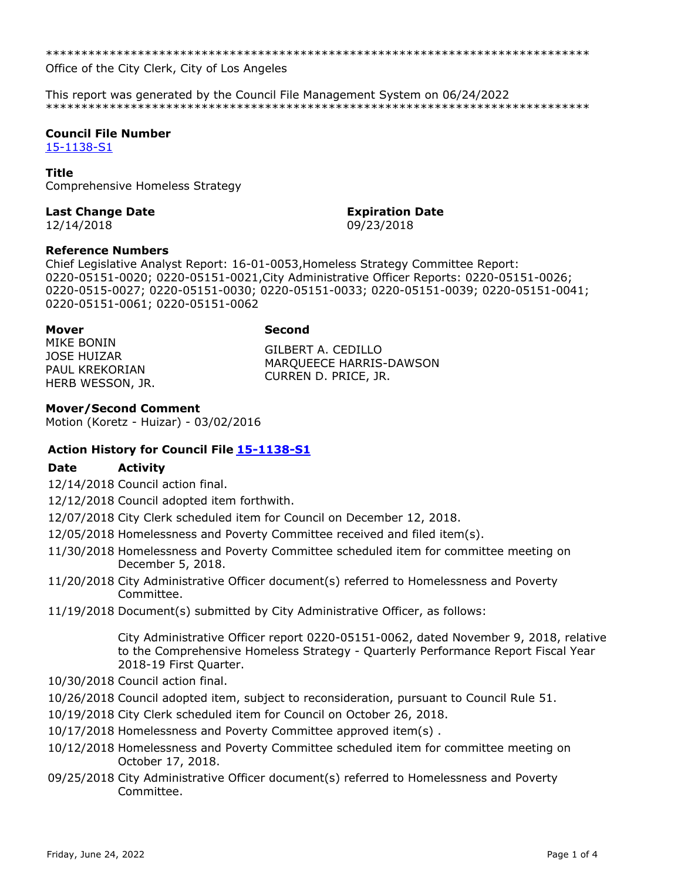******************************************************************************
Office of the City Clerk, City of Los Angeles

This report was generated by the Council File Management System on 06/24/2022
******************************************************************************

**Council File Number**
15-1138-S1

**Title**
Comprehensive Homeless Strategy

**Last Change Date**
12/14/2018

**Expiration Date**
09/23/2018

**Reference Numbers**
Chief Legislative Analyst Report: 16-01-0053,Homeless Strategy Committee Report: 0220-05151-0020; 0220-05151-0021,City Administrative Officer Reports: 0220-05151-0026; 0220-0515-0027; 0220-05151-0030; 0220-05151-0033; 0220-05151-0039; 0220-05151-0041; 0220-05151-0061; 0220-05151-0062

**Mover**
MIKE BONIN
JOSE HUIZAR
PAUL KREKORIAN
HERB WESSON, JR.

**Second**
GILBERT A. CEDILLO
MARQUEECE HARRIS-DAWSON
CURREN D. PRICE, JR.

**Mover/Second Comment**
Motion (Koretz - Huizar) - 03/02/2016

**Action History for Council File 15-1138-S1**

| Date | Activity |
| --- | --- |
| 12/14/2018 | Council action final. |
| 12/12/2018 | Council adopted item forthwith. |
| 12/07/2018 | City Clerk scheduled item for Council on December 12, 2018. |
| 12/05/2018 | Homelessness and Poverty Committee received and filed item(s). |
| 11/30/2018 | Homelessness and Poverty Committee scheduled item for committee meeting on December 5, 2018. |
| 11/20/2018 | City Administrative Officer document(s) referred to Homelessness and Poverty Committee. |
| 11/19/2018 | Document(s) submitted by City Administrative Officer, as follows:<br><br>City Administrative Officer report 0220-05151-0062, dated November 9, 2018, relative to the Comprehensive Homeless Strategy - Quarterly Performance Report Fiscal Year 2018-19 First Quarter. |
| 10/30/2018 | Council action final. |
| 10/26/2018 | Council adopted item, subject to reconsideration, pursuant to Council Rule 51. |
| 10/19/2018 | City Clerk scheduled item for Council on October 26, 2018. |
| 10/17/2018 | Homelessness and Poverty Committee approved item(s) . |
| 10/12/2018 | Homelessness and Poverty Committee scheduled item for committee meeting on October 17, 2018. |
| 09/25/2018 | City Administrative Officer document(s) referred to Homelessness and Poverty Committee. |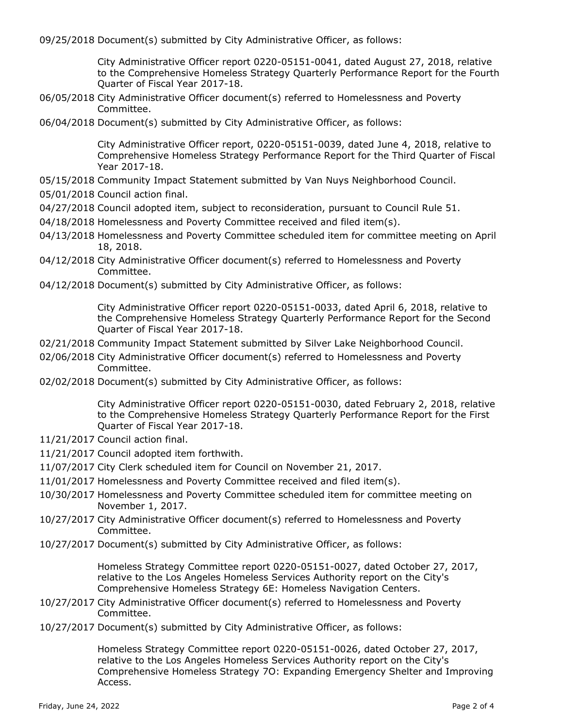09/25/2018 Document(s) submitted by City Administrative Officer, as follows:

City Administrative Officer report 0220-05151-0041, dated August 27, 2018, relative to the Comprehensive Homeless Strategy Quarterly Performance Report for the Fourth Quarter of Fiscal Year 2017-18.

06/05/2018 City Administrative Officer document(s) referred to Homelessness and Poverty Committee.

06/04/2018 Document(s) submitted by City Administrative Officer, as follows:

City Administrative Officer report, 0220-05151-0039, dated June 4, 2018, relative to Comprehensive Homeless Strategy Performance Report for the Third Quarter of Fiscal Year 2017-18.

05/15/2018 Community Impact Statement submitted by Van Nuys Neighborhood Council.

05/01/2018 Council action final.

04/27/2018 Council adopted item, subject to reconsideration, pursuant to Council Rule 51.

04/18/2018 Homelessness and Poverty Committee received and filed item(s).

04/13/2018 Homelessness and Poverty Committee scheduled item for committee meeting on April 18, 2018.

04/12/2018 City Administrative Officer document(s) referred to Homelessness and Poverty Committee.

04/12/2018 Document(s) submitted by City Administrative Officer, as follows:

City Administrative Officer report 0220-05151-0033, dated April 6, 2018, relative to the Comprehensive Homeless Strategy Quarterly Performance Report for the Second Quarter of Fiscal Year 2017-18.

02/21/2018 Community Impact Statement submitted by Silver Lake Neighborhood Council.

02/06/2018 City Administrative Officer document(s) referred to Homelessness and Poverty Committee.

02/02/2018 Document(s) submitted by City Administrative Officer, as follows:

City Administrative Officer report 0220-05151-0030, dated February 2, 2018, relative to the Comprehensive Homeless Strategy Quarterly Performance Report for the First Quarter of Fiscal Year 2017-18.

11/21/2017 Council action final.

11/21/2017 Council adopted item forthwith.

11/07/2017 City Clerk scheduled item for Council on November 21, 2017.

11/01/2017 Homelessness and Poverty Committee received and filed item(s).

10/30/2017 Homelessness and Poverty Committee scheduled item for committee meeting on November 1, 2017.

10/27/2017 City Administrative Officer document(s) referred to Homelessness and Poverty Committee.

10/27/2017 Document(s) submitted by City Administrative Officer, as follows:

Homeless Strategy Committee report 0220-05151-0027, dated October 27, 2017, relative to the Los Angeles Homeless Services Authority report on the City's Comprehensive Homeless Strategy 6E: Homeless Navigation Centers.

10/27/2017 City Administrative Officer document(s) referred to Homelessness and Poverty Committee.

10/27/2017 Document(s) submitted by City Administrative Officer, as follows:

Homeless Strategy Committee report 0220-05151-0026, dated October 27, 2017, relative to the Los Angeles Homeless Services Authority report on the City's Comprehensive Homeless Strategy 7O: Expanding Emergency Shelter and Improving Access.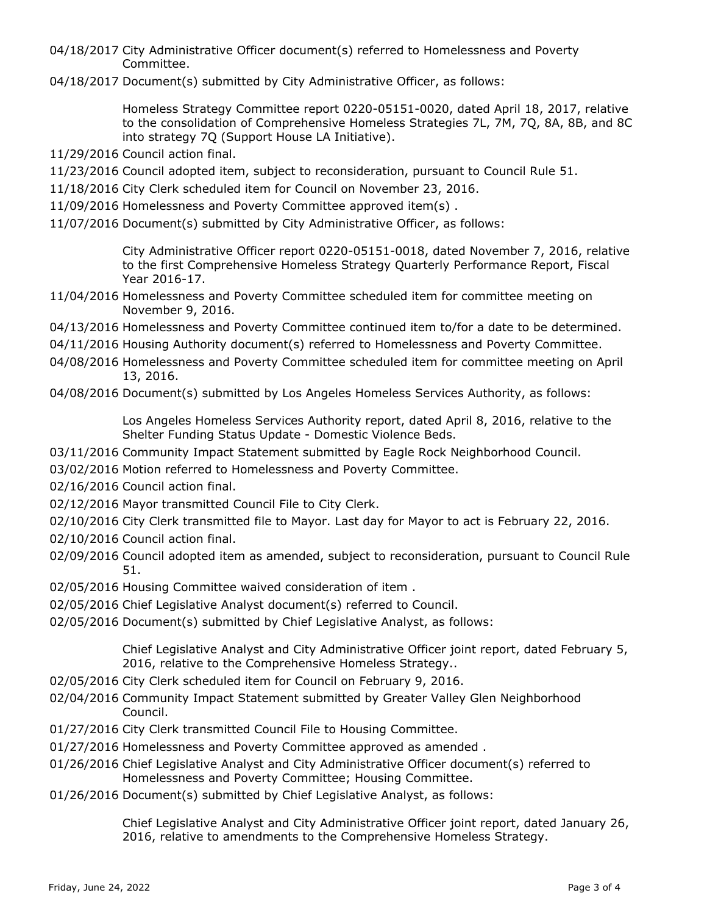04/18/2017 City Administrative Officer document(s) referred to Homelessness and Poverty Committee.

04/18/2017 Document(s) submitted by City Administrative Officer, as follows:

Homeless Strategy Committee report 0220-05151-0020, dated April 18, 2017, relative to the consolidation of Comprehensive Homeless Strategies 7L, 7M, 7Q, 8A, 8B, and 8C into strategy 7Q (Support House LA Initiative).

11/29/2016 Council action final.

11/23/2016 Council adopted item, subject to reconsideration, pursuant to Council Rule 51.

11/18/2016 City Clerk scheduled item for Council on November 23, 2016.

11/09/2016 Homelessness and Poverty Committee approved item(s) .

11/07/2016 Document(s) submitted by City Administrative Officer, as follows:

City Administrative Officer report 0220-05151-0018, dated November 7, 2016, relative to the first Comprehensive Homeless Strategy Quarterly Performance Report, Fiscal Year 2016-17.

11/04/2016 Homelessness and Poverty Committee scheduled item for committee meeting on November 9, 2016.

04/13/2016 Homelessness and Poverty Committee continued item to/for a date to be determined.

04/11/2016 Housing Authority document(s) referred to Homelessness and Poverty Committee.

04/08/2016 Homelessness and Poverty Committee scheduled item for committee meeting on April 13, 2016.

04/08/2016 Document(s) submitted by Los Angeles Homeless Services Authority, as follows:

Los Angeles Homeless Services Authority report, dated April 8, 2016, relative to the Shelter Funding Status Update - Domestic Violence Beds.

03/11/2016 Community Impact Statement submitted by Eagle Rock Neighborhood Council.

03/02/2016 Motion referred to Homelessness and Poverty Committee.

02/16/2016 Council action final.

02/12/2016 Mayor transmitted Council File to City Clerk.

02/10/2016 City Clerk transmitted file to Mayor. Last day for Mayor to act is February 22, 2016.

02/10/2016 Council action final.

02/09/2016 Council adopted item as amended, subject to reconsideration, pursuant to Council Rule 51.

02/05/2016 Housing Committee waived consideration of item .

02/05/2016 Chief Legislative Analyst document(s) referred to Council.

02/05/2016 Document(s) submitted by Chief Legislative Analyst, as follows:

Chief Legislative Analyst and City Administrative Officer joint report, dated February 5, 2016, relative to the Comprehensive Homeless Strategy..

02/05/2016 City Clerk scheduled item for Council on February 9, 2016.

02/04/2016 Community Impact Statement submitted by Greater Valley Glen Neighborhood Council.

01/27/2016 City Clerk transmitted Council File to Housing Committee.

01/27/2016 Homelessness and Poverty Committee approved as amended .

01/26/2016 Chief Legislative Analyst and City Administrative Officer document(s) referred to Homelessness and Poverty Committee; Housing Committee.

01/26/2016 Document(s) submitted by Chief Legislative Analyst, as follows:

Chief Legislative Analyst and City Administrative Officer joint report, dated January 26, 2016, relative to amendments to the Comprehensive Homeless Strategy.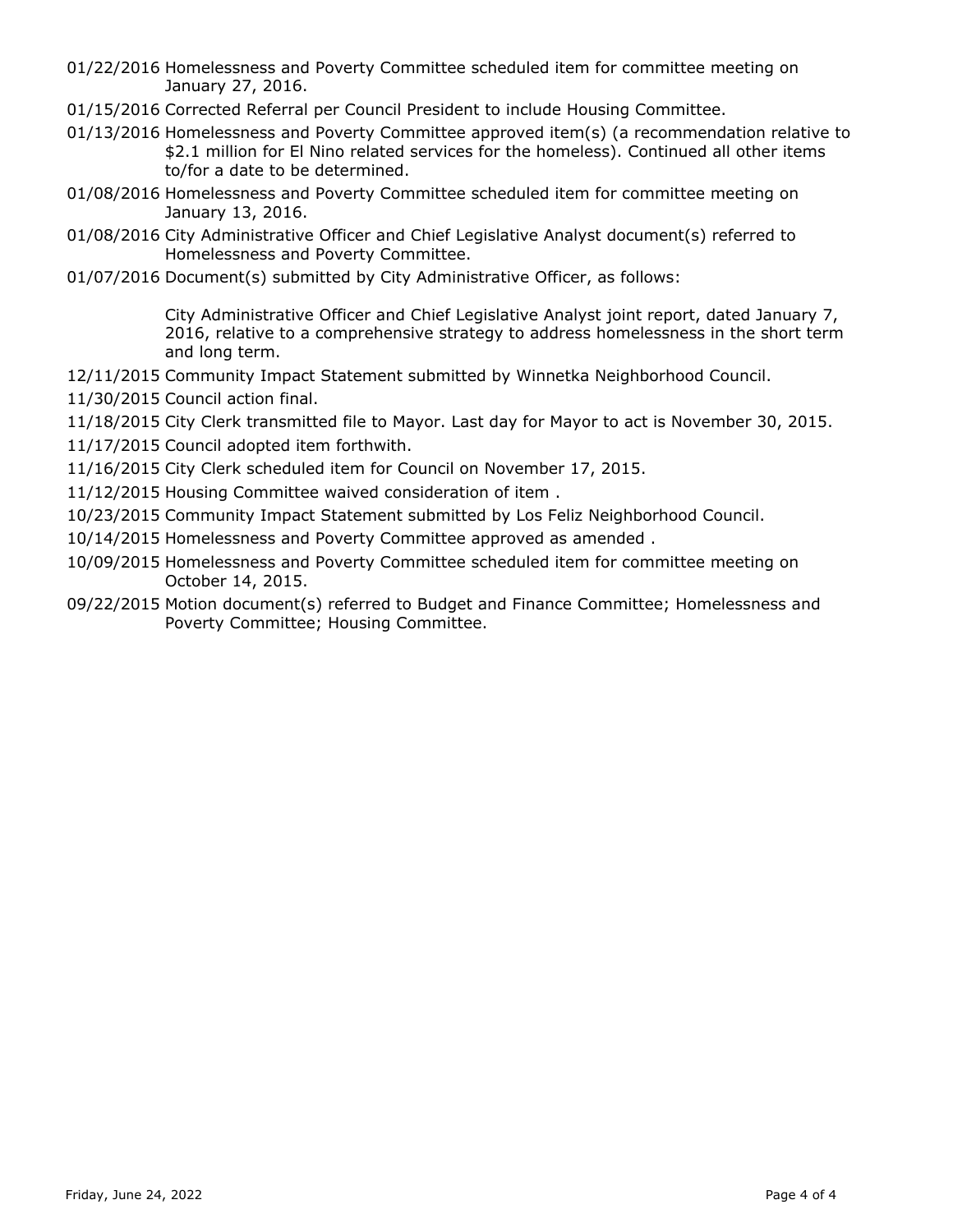01/22/2016 Homelessness and Poverty Committee scheduled item for committee meeting on January 27, 2016.

01/15/2016 Corrected Referral per Council President to include Housing Committee.

01/13/2016 Homelessness and Poverty Committee approved item(s) (a recommendation relative to $2.1 million for El Nino related services for the homeless). Continued all other items to/for a date to be determined.

01/08/2016 Homelessness and Poverty Committee scheduled item for committee meeting on January 13, 2016.

01/08/2016 City Administrative Officer and Chief Legislative Analyst document(s) referred to Homelessness and Poverty Committee.

01/07/2016 Document(s) submitted by City Administrative Officer, as follows:

City Administrative Officer and Chief Legislative Analyst joint report, dated January 7, 2016, relative to a comprehensive strategy to address homelessness in the short term and long term.

12/11/2015 Community Impact Statement submitted by Winnetka Neighborhood Council.

11/30/2015 Council action final.

11/18/2015 City Clerk transmitted file to Mayor. Last day for Mayor to act is November 30, 2015.

11/17/2015 Council adopted item forthwith.

11/16/2015 City Clerk scheduled item for Council on November 17, 2015.

11/12/2015 Housing Committee waived consideration of item .

10/23/2015 Community Impact Statement submitted by Los Feliz Neighborhood Council.

10/14/2015 Homelessness and Poverty Committee approved as amended .

10/09/2015 Homelessness and Poverty Committee scheduled item for committee meeting on October 14, 2015.

09/22/2015 Motion document(s) referred to Budget and Finance Committee; Homelessness and Poverty Committee; Housing Committee.